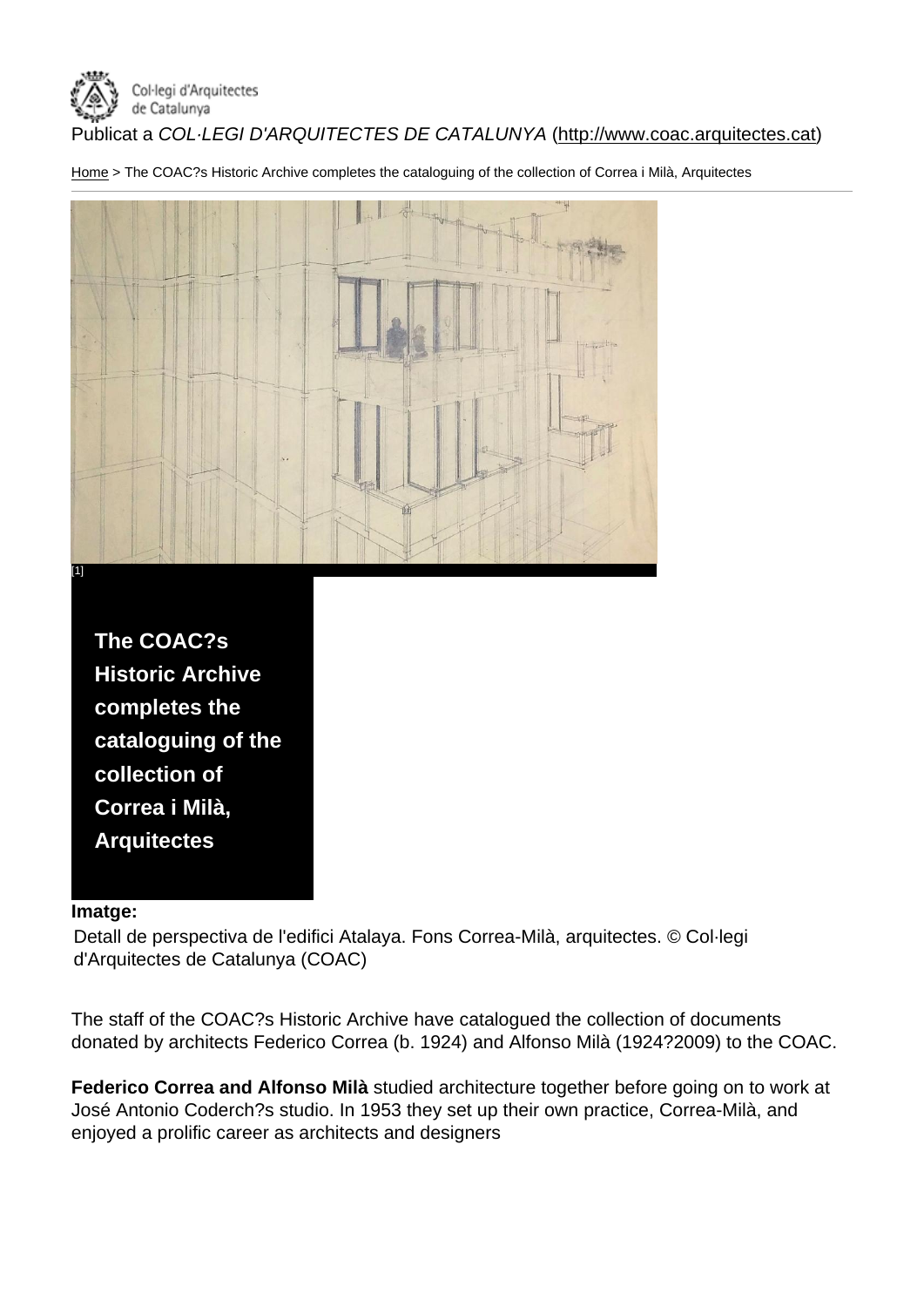Publicat a *COL·LEGI D'ARQUITECTES DE CATALUNYA* (http://www.coac.arquitectes.cat)

Home > The COAC?s Historic Archive completes the cataloguing of the collection of Correa i Milà, Arquitectes

[1]

# The COAC?s Historic Archive completes the cataloguing of the collection of Correa i Milà, Arquitectes

**Imatge:**

Detall de perspectiva de l'edifici Atalaya. Fons Correa-Milà, arquitectes. © Col·legi d'Arquitectes de Catalunya (COAC)

The staff of the COAC?s Historic Archive have catalogued the collection of documents donated by architects Federico Correa (b. 1924) and Alfonso Milà (1924?2009) to the COAC.

**Federico Correa and Alfonso Milà** studied architecture together before going on to work at José Antonio Coderch?s studio. In 1953 they set up their own practice, Correa-Milà, and enjoyed a prolific career as architects and designers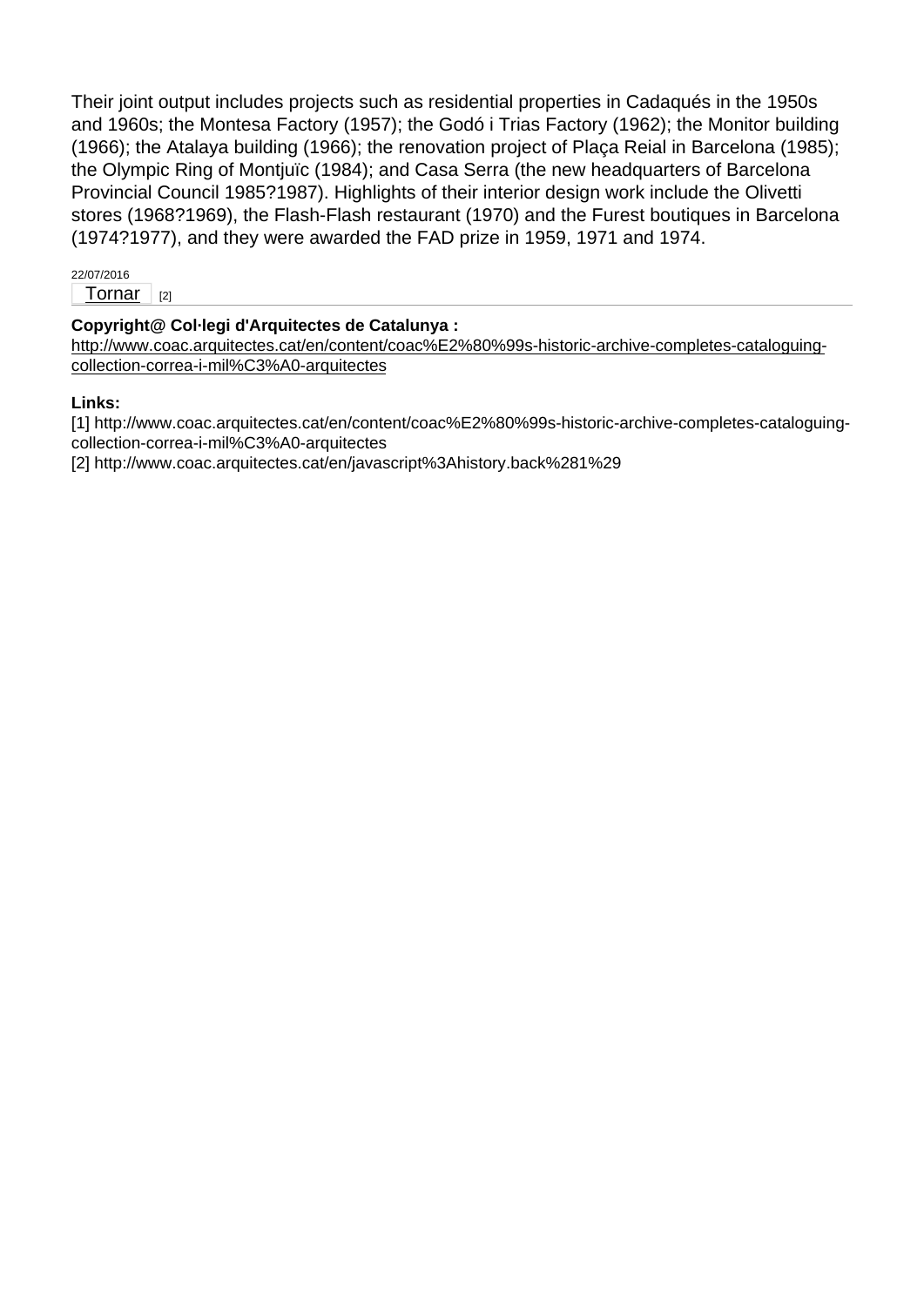Their joint output includes projects such as residential properties in Cadaqués in the 1950s and 1960s; the Montesa Factory (1957); the Godó i Trias Factory (1962); the Monitor building (1966); the Atalaya building (1966); the renovation project of Plaça Reial in Barcelona (1985); the Olympic Ring of Montjuïc (1984); and Casa Serra (the new headquarters of Barcelona Provincial Council 1985?1987). Highlights of their interior design work include the Olivetti stores (1968?1969), the Flash-Flash restaurant (1970) and the Furest boutiques in Barcelona (1974?1977), and they were awarded the FAD prize in 1959, 1971 and 1974.

22/07/2016

Tornar [2]

---

**Copyright@ Col·legi d'Arquitectes de Catalunya :**
http://www.coac.arquitectes.cat/en/content/coac%E2%80%99s-historic-archive-completes-cataloguing-collection-correa-i-mil%C3%A0-arquitectes

**Links:**
[1] http://www.coac.arquitectes.cat/en/content/coac%E2%80%99s-historic-archive-completes-cataloguing-collection-correa-i-mil%C3%A0-arquitectes
[2] http://www.coac.arquitectes.cat/en/javascript%3Ahistory.back%281%29